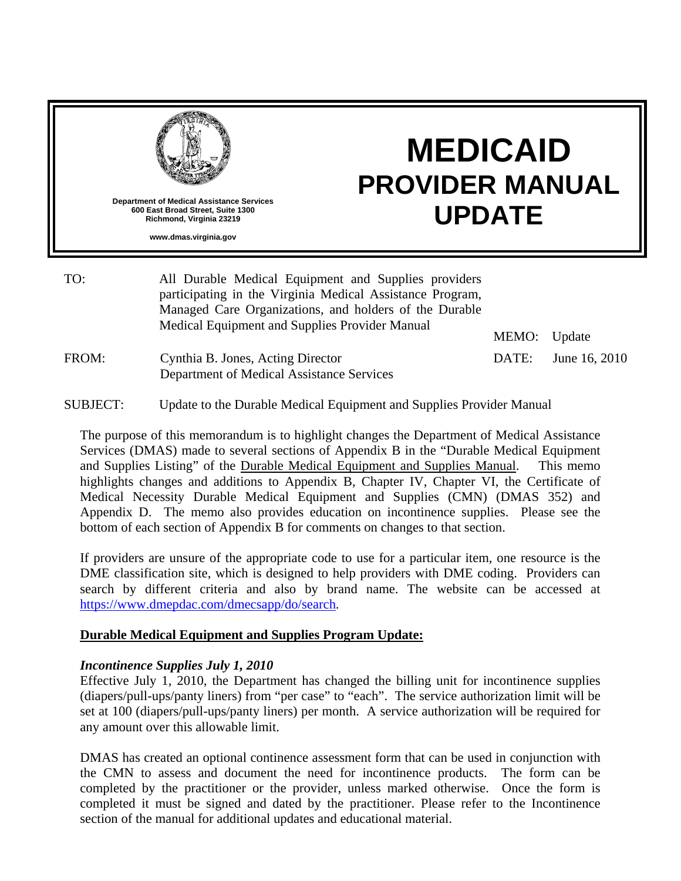Department of Medical Assistance Services
600 East Broad Street, Suite 1300
Richmond, Virginia 23219

www.dmas.virginia.gov

# MEDICAID PROVIDER MANUAL UPDATE

TO: All Durable Medical Equipment and Supplies providers participating in the Virginia Medical Assistance Program, Managed Care Organizations, and holders of the Durable Medical Equipment and Supplies Provider Manual

MEMO: Update

FROM: Cynthia B. Jones, Acting Director
Department of Medical Assistance Services

DATE: June 16, 2010

SUBJECT: Update to the Durable Medical Equipment and Supplies Provider Manual

The purpose of this memorandum is to highlight changes the Department of Medical Assistance Services (DMAS) made to several sections of Appendix B in the "Durable Medical Equipment and Supplies Listing" of the Durable Medical Equipment and Supplies Manual. This memo highlights changes and additions to Appendix B, Chapter IV, Chapter VI, the Certificate of Medical Necessity Durable Medical Equipment and Supplies (CMN) (DMAS 352) and Appendix D. The memo also provides education on incontinence supplies. Please see the bottom of each section of Appendix B for comments on changes to that section.

If providers are unsure of the appropriate code to use for a particular item, one resource is the DME classification site, which is designed to help providers with DME coding. Providers can search by different criteria and also by brand name. The website can be accessed at https://www.dmepdac.com/dmecsapp/do/search.

**Durable Medical Equipment and Supplies Program Update:**

***Incontinence Supplies July 1, 2010***

Effective July 1, 2010, the Department has changed the billing unit for incontinence supplies (diapers/pull-ups/panty liners) from "per case" to "each". The service authorization limit will be set at 100 (diapers/pull-ups/panty liners) per month. A service authorization will be required for any amount over this allowable limit.

DMAS has created an optional continence assessment form that can be used in conjunction with the CMN to assess and document the need for incontinence products. The form can be completed by the practitioner or the provider, unless marked otherwise. Once the form is completed it must be signed and dated by the practitioner. Please refer to the Incontinence section of the manual for additional updates and educational material.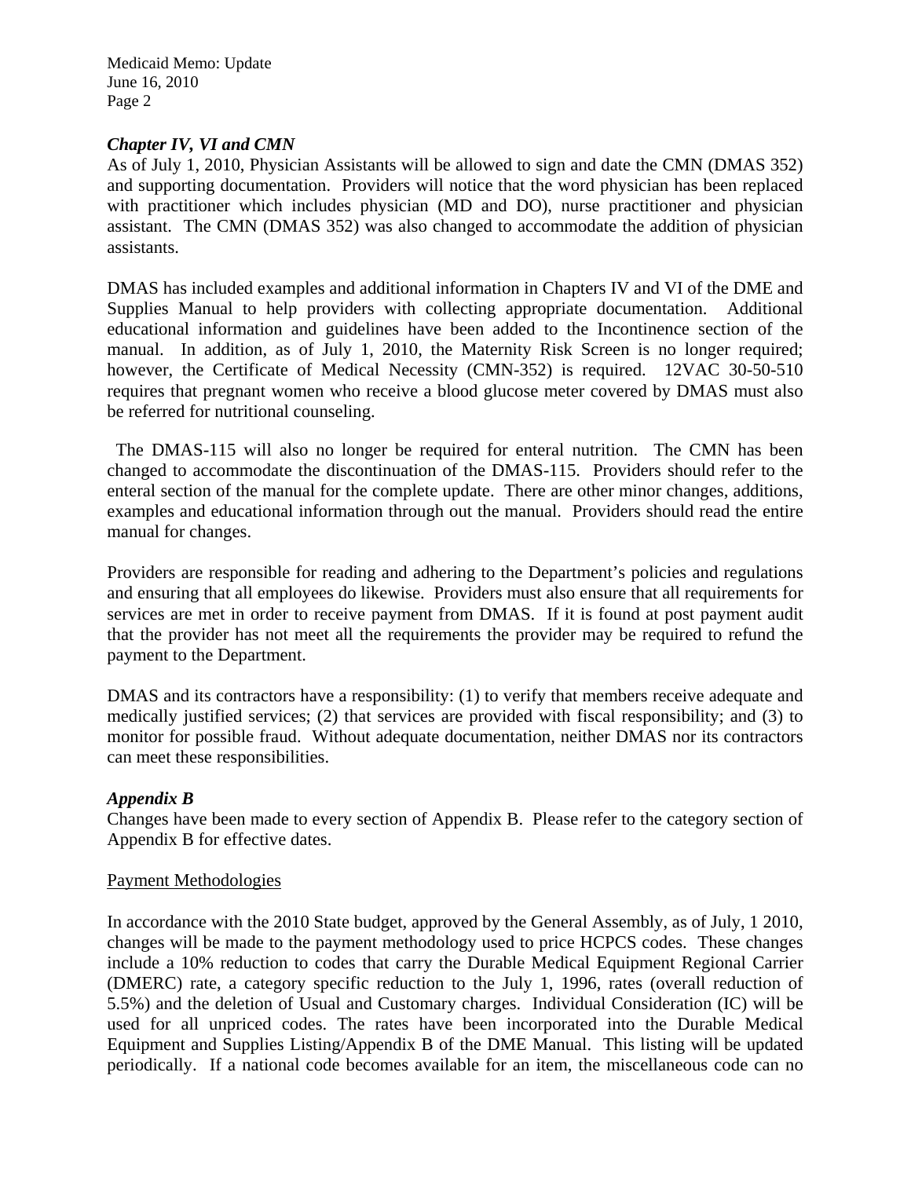### *Chapter IV, VI and CMN*

As of July 1, 2010, Physician Assistants will be allowed to sign and date the CMN (DMAS 352) and supporting documentation. Providers will notice that the word physician has been replaced with practitioner which includes physician (MD and DO), nurse practitioner and physician assistant. The CMN (DMAS 352) was also changed to accommodate the addition of physician assistants.

DMAS has included examples and additional information in Chapters IV and VI of the DME and Supplies Manual to help providers with collecting appropriate documentation. Additional educational information and guidelines have been added to the Incontinence section of the manual. In addition, as of July 1, 2010, the Maternity Risk Screen is no longer required; however, the Certificate of Medical Necessity (CMN-352) is required. 12VAC 30-50-510 requires that pregnant women who receive a blood glucose meter covered by DMAS must also be referred for nutritional counseling.

The DMAS-115 will also no longer be required for enteral nutrition. The CMN has been changed to accommodate the discontinuation of the DMAS-115. Providers should refer to the enteral section of the manual for the complete update. There are other minor changes, additions, examples and educational information through out the manual. Providers should read the entire manual for changes.

Providers are responsible for reading and adhering to the Department's policies and regulations and ensuring that all employees do likewise. Providers must also ensure that all requirements for services are met in order to receive payment from DMAS. If it is found at post payment audit that the provider has not meet all the requirements the provider may be required to refund the payment to the Department.

DMAS and its contractors have a responsibility: (1) to verify that members receive adequate and medically justified services; (2) that services are provided with fiscal responsibility; and (3) to monitor for possible fraud. Without adequate documentation, neither DMAS nor its contractors can meet these responsibilities.

### *Appendix B*

Changes have been made to every section of Appendix B. Please refer to the category section of Appendix B for effective dates.

#### Payment Methodologies

In accordance with the 2010 State budget, approved by the General Assembly, as of July, 1 2010, changes will be made to the payment methodology used to price HCPCS codes. These changes include a 10% reduction to codes that carry the Durable Medical Equipment Regional Carrier (DMERC) rate, a category specific reduction to the July 1, 1996, rates (overall reduction of 5.5%) and the deletion of Usual and Customary charges. Individual Consideration (IC) will be used for all unpriced codes. The rates have been incorporated into the Durable Medical Equipment and Supplies Listing/Appendix B of the DME Manual. This listing will be updated periodically. If a national code becomes available for an item, the miscellaneous code can no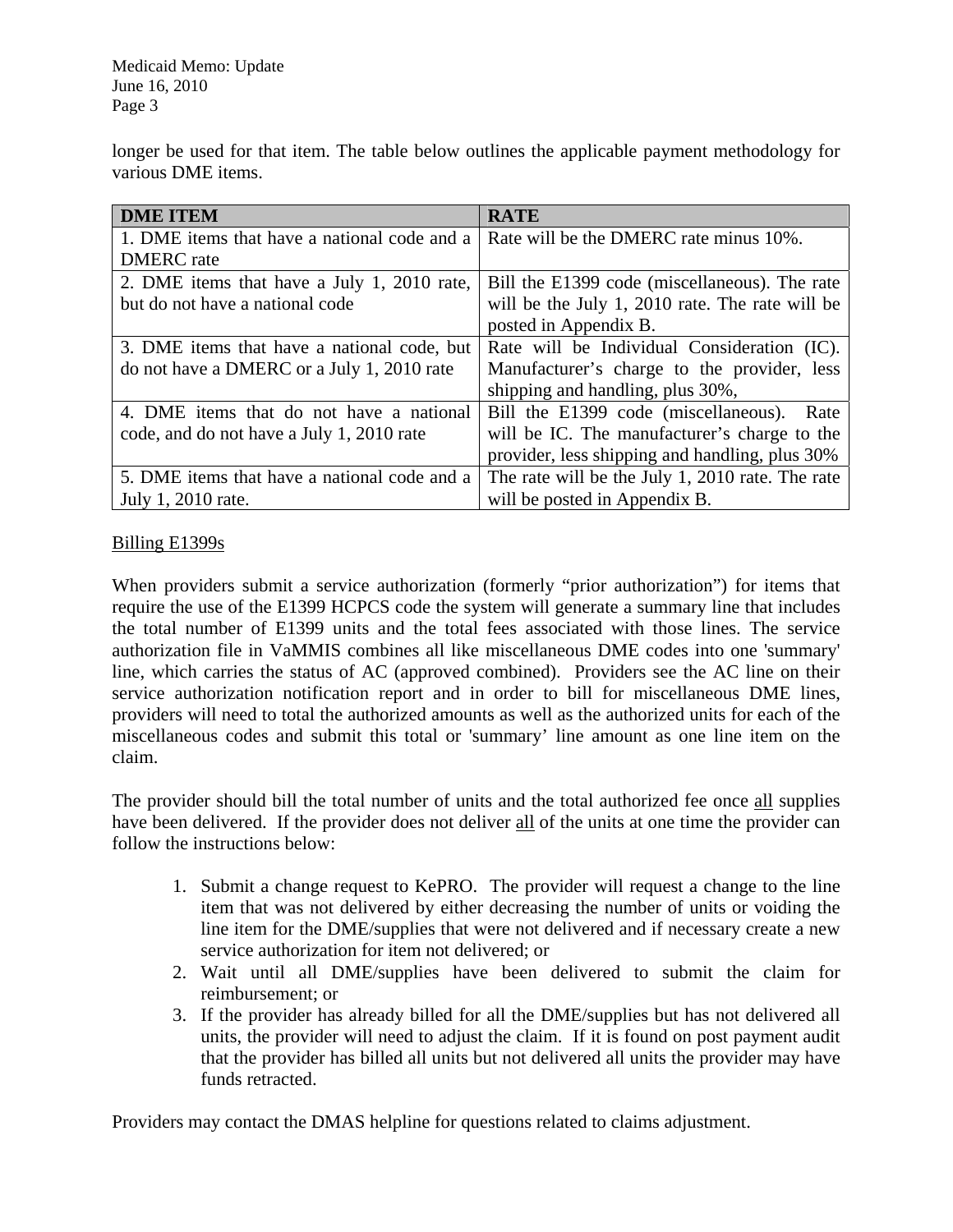longer be used for that item. The table below outlines the applicable payment methodology for various DME items.

| DME ITEM | RATE |
| --- | --- |
| 1. DME items that have a national code and a DMERC rate | Rate will be the DMERC rate minus 10%. |
| 2. DME items that have a July 1, 2010 rate, but do not have a national code | Bill the E1399 code (miscellaneous). The rate will be the July 1, 2010 rate. The rate will be posted in Appendix B. |
| 3. DME items that have a national code, but do not have a DMERC or a July 1, 2010 rate | Rate will be Individual Consideration (IC). Manufacturer's charge to the provider, less shipping and handling, plus 30%, |
| 4. DME items that do not have a national code, and do not have a July 1, 2010 rate | Bill the E1399 code (miscellaneous). Rate will be IC. The manufacturer's charge to the provider, less shipping and handling, plus 30% |
| 5. DME items that have a national code and a July 1, 2010 rate. | The rate will be the July 1, 2010 rate. The rate will be posted in Appendix B. |

<u>Billing E1399s</u>

When providers submit a service authorization (formerly "prior authorization") for items that require the use of the E1399 HCPCS code the system will generate a summary line that includes the total number of E1399 units and the total fees associated with those lines. The service authorization file in VaMMIS combines all like miscellaneous DME codes into one 'summary' line, which carries the status of AC (approved combined). Providers see the AC line on their service authorization notification report and in order to bill for miscellaneous DME lines, providers will need to total the authorized amounts as well as the authorized units for each of the miscellaneous codes and submit this total or 'summary' line amount as one line item on the claim.

The provider should bill the total number of units and the total authorized fee once <u>all</u> supplies have been delivered. If the provider does not deliver <u>all</u> of the units at one time the provider can follow the instructions below:

1. Submit a change request to KePRO. The provider will request a change to the line item that was not delivered by either decreasing the number of units or voiding the line item for the DME/supplies that were not delivered and if necessary create a new service authorization for item not delivered; or
2. Wait until all DME/supplies have been delivered to submit the claim for reimbursement; or
3. If the provider has already billed for all the DME/supplies but has not delivered all units, the provider will need to adjust the claim. If it is found on post payment audit that the provider has billed all units but not delivered all units the provider may have funds retracted.

Providers may contact the DMAS helpline for questions related to claims adjustment.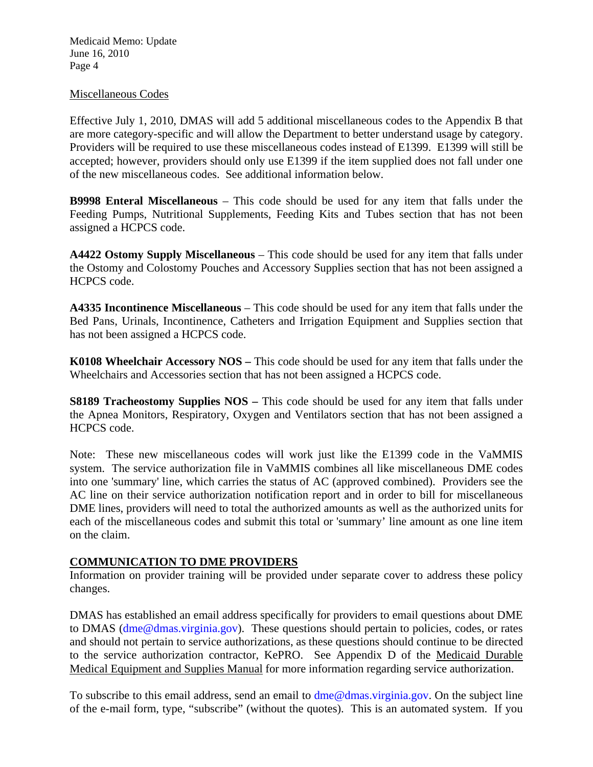Miscellaneous Codes

Effective July 1, 2010, DMAS will add 5 additional miscellaneous codes to the Appendix B that are more category-specific and will allow the Department to better understand usage by category. Providers will be required to use these miscellaneous codes instead of E1399. E1399 will still be accepted; however, providers should only use E1399 if the item supplied does not fall under one of the new miscellaneous codes. See additional information below.

**B9998 Enteral Miscellaneous** – This code should be used for any item that falls under the Feeding Pumps, Nutritional Supplements, Feeding Kits and Tubes section that has not been assigned a HCPCS code.

**A4422 Ostomy Supply Miscellaneous** – This code should be used for any item that falls under the Ostomy and Colostomy Pouches and Accessory Supplies section that has not been assigned a HCPCS code.

**A4335 Incontinence Miscellaneous** – This code should be used for any item that falls under the Bed Pans, Urinals, Incontinence, Catheters and Irrigation Equipment and Supplies section that has not been assigned a HCPCS code.

**K0108 Wheelchair Accessory NOS –** This code should be used for any item that falls under the Wheelchairs and Accessories section that has not been assigned a HCPCS code.

**S8189 Tracheostomy Supplies NOS –** This code should be used for any item that falls under the Apnea Monitors, Respiratory, Oxygen and Ventilators section that has not been assigned a HCPCS code.

Note: These new miscellaneous codes will work just like the E1399 code in the VaMMIS system. The service authorization file in VaMMIS combines all like miscellaneous DME codes into one 'summary' line, which carries the status of AC (approved combined). Providers see the AC line on their service authorization notification report and in order to bill for miscellaneous DME lines, providers will need to total the authorized amounts as well as the authorized units for each of the miscellaneous codes and submit this total or 'summary' line amount as one line item on the claim.

## COMMUNICATION TO DME PROVIDERS

Information on provider training will be provided under separate cover to address these policy changes.

DMAS has established an email address specifically for providers to email questions about DME to DMAS (dme@dmas.virginia.gov). These questions should pertain to policies, codes, or rates and should not pertain to service authorizations, as these questions should continue to be directed to the service authorization contractor, KePRO. See Appendix D of the Medicaid Durable Medical Equipment and Supplies Manual for more information regarding service authorization.

To subscribe to this email address, send an email to dme@dmas.virginia.gov. On the subject line of the e-mail form, type, "subscribe" (without the quotes). This is an automated system. If you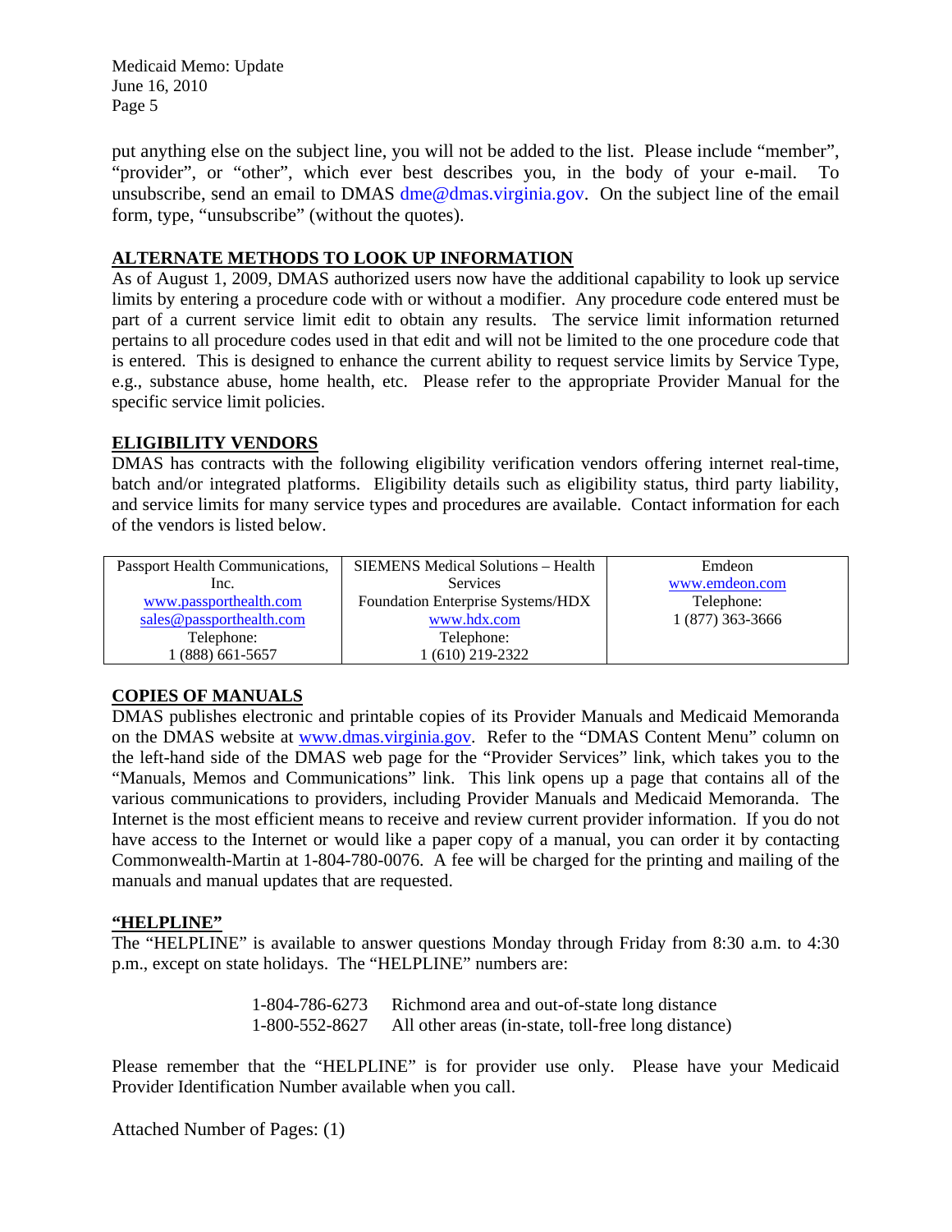put anything else on the subject line, you will not be added to the list. Please include "member", "provider", or "other", which ever best describes you, in the body of your e-mail. To unsubscribe, send an email to DMAS dme@dmas.virginia.gov. On the subject line of the email form, type, "unsubscribe" (without the quotes).

## ALTERNATE METHODS TO LOOK UP INFORMATION

As of August 1, 2009, DMAS authorized users now have the additional capability to look up service limits by entering a procedure code with or without a modifier. Any procedure code entered must be part of a current service limit edit to obtain any results. The service limit information returned pertains to all procedure codes used in that edit and will not be limited to the one procedure code that is entered. This is designed to enhance the current ability to request service limits by Service Type, e.g., substance abuse, home health, etc. Please refer to the appropriate Provider Manual for the specific service limit policies.

## ELIGIBILITY VENDORS

DMAS has contracts with the following eligibility verification vendors offering internet real-time, batch and/or integrated platforms. Eligibility details such as eligibility status, third party liability, and service limits for many service types and procedures are available. Contact information for each of the vendors is listed below.

| Passport Health Communications, Inc. | SIEMENS Medical Solutions – Health Services | Emdeon |
|---|---|---|
| www.passporthealth.com<br>sales@passporthealth.com<br>Telephone:<br>1 (888) 661-5657 | Foundation Enterprise Systems/HDX<br>www.hdx.com<br>Telephone:<br>1 (610) 219-2322 | www.emdeon.com<br>Telephone:<br>1 (877) 363-3666 |

## COPIES OF MANUALS

DMAS publishes electronic and printable copies of its Provider Manuals and Medicaid Memoranda on the DMAS website at www.dmas.virginia.gov. Refer to the "DMAS Content Menu" column on the left-hand side of the DMAS web page for the "Provider Services" link, which takes you to the "Manuals, Memos and Communications" link. This link opens up a page that contains all of the various communications to providers, including Provider Manuals and Medicaid Memoranda. The Internet is the most efficient means to receive and review current provider information. If you do not have access to the Internet or would like a paper copy of a manual, you can order it by contacting Commonwealth-Martin at 1-804-780-0076. A fee will be charged for the printing and mailing of the manuals and manual updates that are requested.

## "HELPLINE"

The "HELPLINE" is available to answer questions Monday through Friday from 8:30 a.m. to 4:30 p.m., except on state holidays. The "HELPLINE" numbers are:

| | |
|---|---|
| 1-804-786-6273 | Richmond area and out-of-state long distance |
| 1-800-552-8627 | All other areas (in-state, toll-free long distance) |

Please remember that the "HELPLINE" is for provider use only. Please have your Medicaid Provider Identification Number available when you call.

Attached Number of Pages: (1)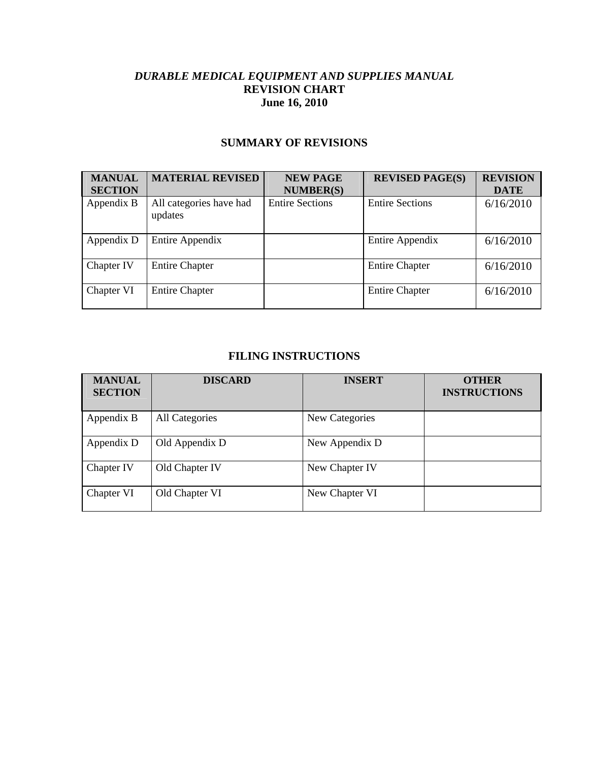*DURABLE MEDICAL EQUIPMENT AND SUPPLIES MANUAL*

**REVISION CHART**

**June 16, 2010**

## SUMMARY OF REVISIONS

| MANUAL SECTION | MATERIAL REVISED | NEW PAGE NUMBER(S) | REVISED PAGE(S) | REVISION DATE |
|---|---|---|---|---|
| Appendix B | All categories have had updates | Entire Sections | Entire Sections | 6/16/2010 |
| Appendix D | Entire Appendix | | Entire Appendix | 6/16/2010 |
| Chapter IV | Entire Chapter | | Entire Chapter | 6/16/2010 |
| Chapter VI | Entire Chapter | | Entire Chapter | 6/16/2010 |

## FILING INSTRUCTIONS

| MANUAL SECTION | DISCARD | INSERT | OTHER INSTRUCTIONS |
|---|---|---|---|
| Appendix B | All Categories | New Categories | |
| Appendix D | Old Appendix D | New Appendix D | |
| Chapter IV | Old Chapter IV | New Chapter IV | |
| Chapter VI | Old Chapter VI | New Chapter VI | |